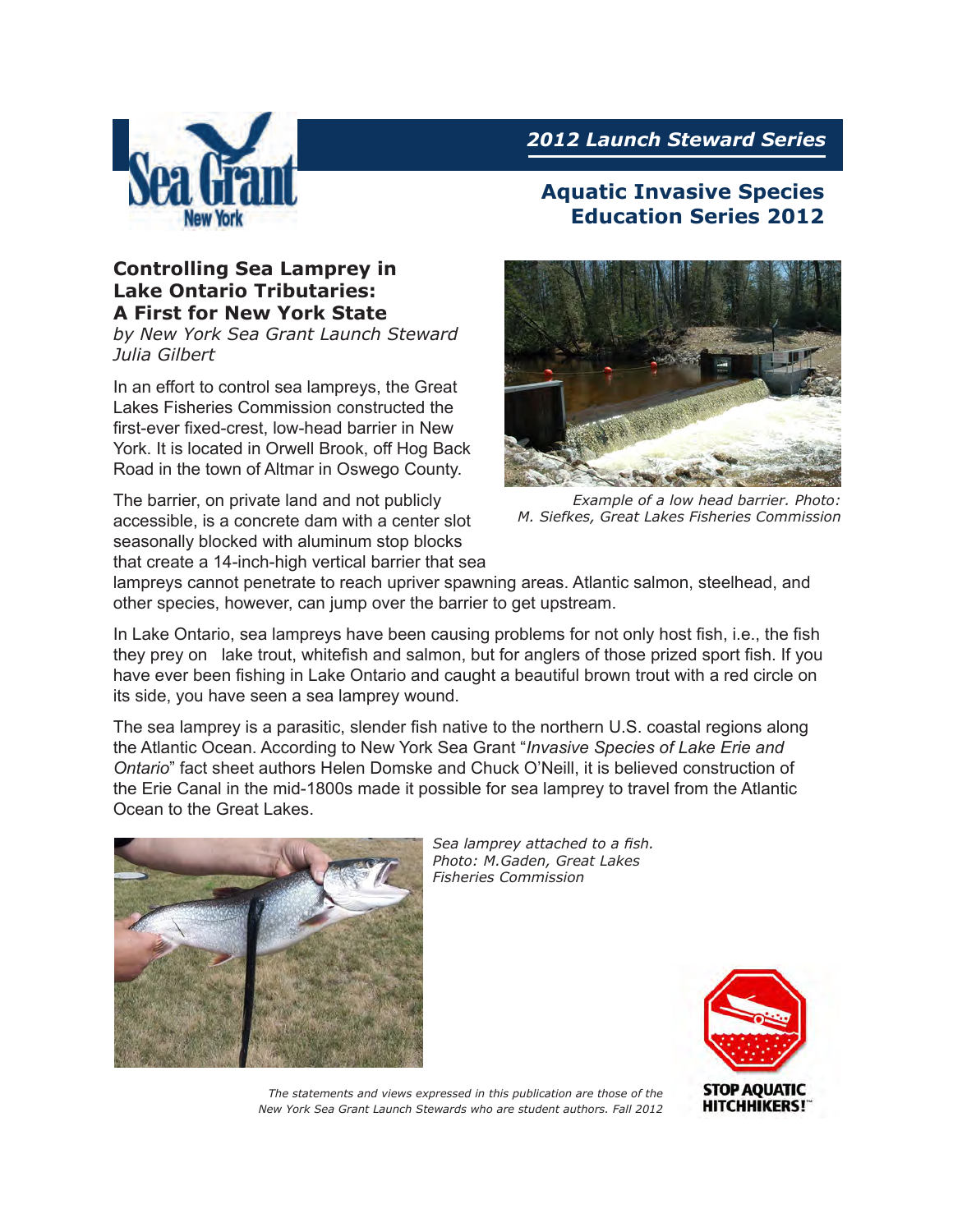2012 Launch Steward Series

# Aquatic Invasive Species Education Series 2012

## Controlling Sea Lamprey in Lake Ontario Tributaries: A First for New York State

*by New York Sea Grant Launch Steward Julia Gilbert*

In an effort to control sea lampreys, the Great Lakes Fisheries Commission constructed the first-ever fixed-crest, low-head barrier in New York. It is located in Orwell Brook, off Hog Back Road in the town of Altmar in Oswego County.

The barrier, on private land and not publicly accessible, is a concrete dam with a center slot seasonally blocked with aluminum stop blocks that create a 14-inch-high vertical barrier that sea lampreys cannot penetrate to reach upriver spawning areas. Atlantic salmon, steelhead, and other species, however, can jump over the barrier to get upstream.

*Example of a low head barrier. Photo: M. Siefkes, Great Lakes Fisheries Commission*

In Lake Ontario, sea lampreys have been causing problems for not only host fish, i.e., the fish they prey on  lake trout, whitefish and salmon, but for anglers of those prized sport fish. If you have ever been fishing in Lake Ontario and caught a beautiful brown trout with a red circle on its side, you have seen a sea lamprey wound.

The sea lamprey is a parasitic, slender fish native to the northern U.S. coastal regions along the Atlantic Ocean. According to New York Sea Grant "*Invasive Species of Lake Erie and Ontario*" fact sheet authors Helen Domske and Chuck O'Neill, it is believed construction of the Erie Canal in the mid-1800s made it possible for sea lamprey to travel from the Atlantic Ocean to the Great Lakes.

*Sea lamprey attached to a fish. Photo: M.Gaden, Great Lakes Fisheries Commission*

*The statements and views expressed in this publication are those of the New York Sea Grant Launch Stewards who are student authors. Fall 2012*

STOP AQUATIC HITCHHIKERS!™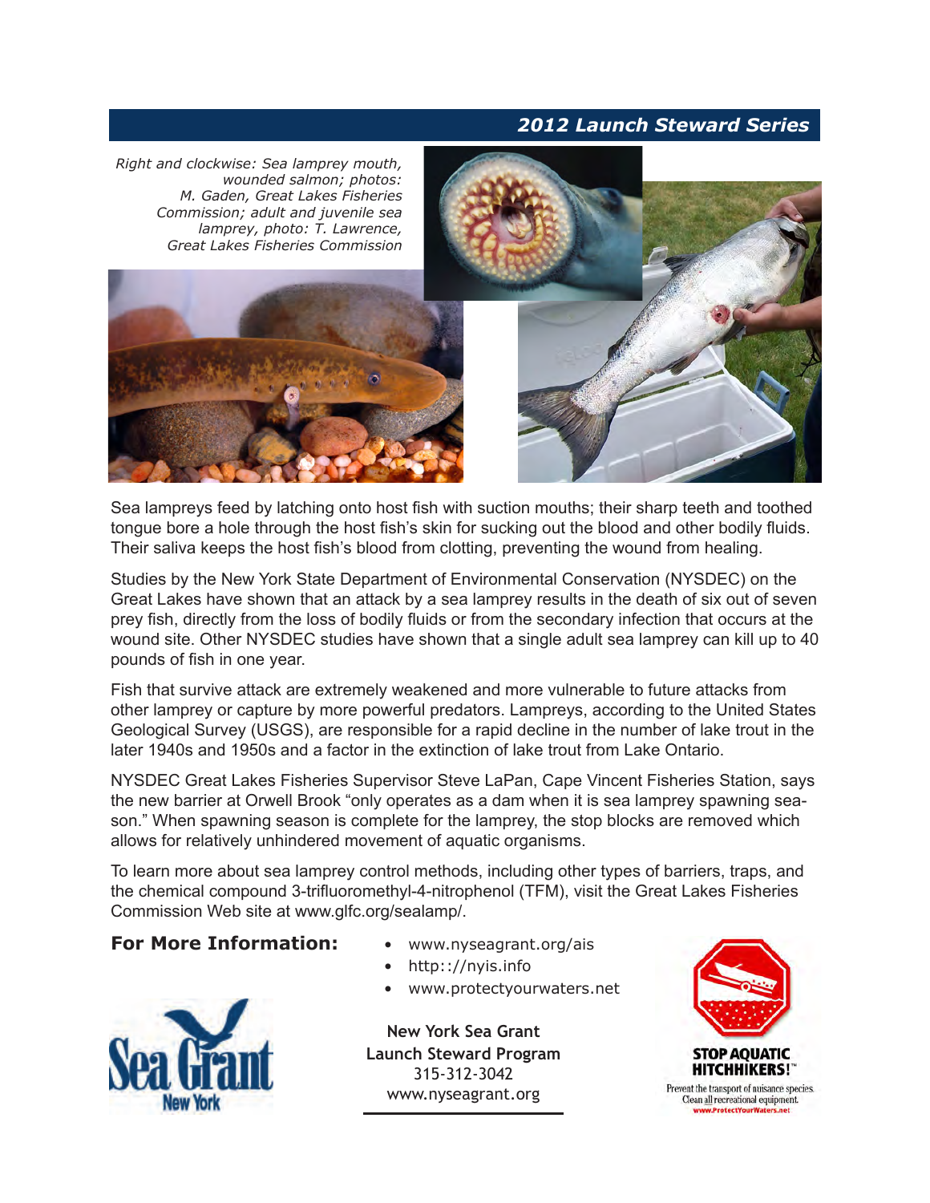*Right and clockwise: Sea lamprey mouth, wounded salmon; photos: M. Gaden, Great Lakes Fisheries Commission; adult and juvenile sea lamprey, photo: T. Lawrence, Great Lakes Fisheries Commission*

Sea lampreys feed by latching onto host fish with suction mouths; their sharp teeth and toothed tongue bore a hole through the host fish's skin for sucking out the blood and other bodily fluids. Their saliva keeps the host fish's blood from clotting, preventing the wound from healing.

Studies by the New York State Department of Environmental Conservation (NYSDEC) on the Great Lakes have shown that an attack by a sea lamprey results in the death of six out of seven prey fish, directly from the loss of bodily fluids or from the secondary infection that occurs at the wound site. Other NYSDEC studies have shown that a single adult sea lamprey can kill up to 40 pounds of fish in one year.

Fish that survive attack are extremely weakened and more vulnerable to future attacks from other lamprey or capture by more powerful predators. Lampreys, according to the United States Geological Survey (USGS), are responsible for a rapid decline in the number of lake trout in the later 1940s and 1950s and a factor in the extinction of lake trout from Lake Ontario.

NYSDEC Great Lakes Fisheries Supervisor Steve LaPan, Cape Vincent Fisheries Station, says the new barrier at Orwell Brook "only operates as a dam when it is sea lamprey spawning season." When spawning season is complete for the lamprey, the stop blocks are removed which allows for relatively unhindered movement of aquatic organisms.

To learn more about sea lamprey control methods, including other types of barriers, traps, and the chemical compound 3-trifluoromethyl-4-nitrophenol (TFM), visit the Great Lakes Fisheries Commission Web site at www.glfc.org/sealamp/.

## For More Information:

- www.nyseagrant.org/ais
- http:://nyis.info
- www.protectyourwaters.net

**New York Sea Grant**
**Launch Steward Program**
315-312-3042
www.nyseagrant.org

Sea Grant New York

STOP AQUATIC HITCHHIKERS!™
Prevent the transport of nuisance species. Clean all recreational equipment.
www.ProtectYourWaters.net